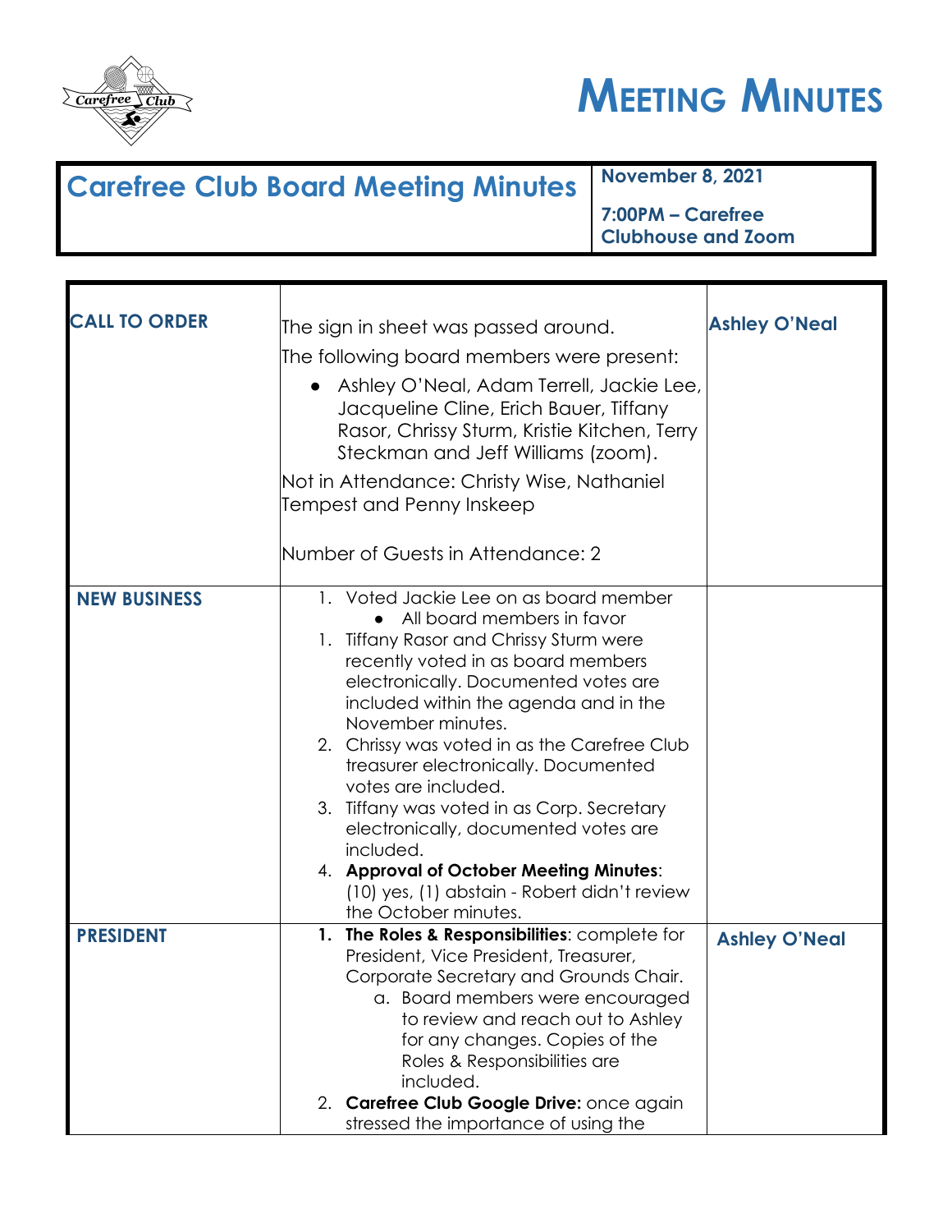# MEETING MINUTES

| Carefree Club Board Meeting Minutes | November 8, 2021<br><br>7:00PM – Carefree Clubhouse and Zoom |
|---|---|

| | | |
|---|---|---|
| **CALL TO ORDER** | The sign in sheet was passed around.<br>The following board members were present:<br>• Ashley O'Neal, Adam Terrell, Jackie Lee, Jacqueline Cline, Erich Bauer, Tiffany Rasor, Chrissy Sturm, Kristie Kitchen, Terry Steckman and Jeff Williams (zoom).<br>Not in Attendance: Christy Wise, Nathaniel Tempest and Penny Inskeep<br><br>Number of Guests in Attendance: 2 | **Ashley O'Neal** |
| **NEW BUSINESS** | 1. Voted Jackie Lee on as board member<br>• All board members in favor<br>1. Tiffany Rasor and Chrissy Sturm were recently voted in as board members electronically. Documented votes are included within the agenda and in the November minutes.<br>2. Chrissy was voted in as the Carefree Club treasurer electronically. Documented votes are included.<br>3. Tiffany was voted in as Corp. Secretary electronically, documented votes are included.<br>4. **Approval of October Meeting Minutes**: (10) yes, (1) abstain - Robert didn't review the October minutes. | |
| **PRESIDENT** | 1. **The Roles & Responsibilities**: complete for President, Vice President, Treasurer, Corporate Secretary and Grounds Chair.<br>a. Board members were encouraged to review and reach out to Ashley for any changes. Copies of the Roles & Responsibilities are included.<br>2. **Carefree Club Google Drive:** once again stressed the importance of using the | **Ashley O'Neal** |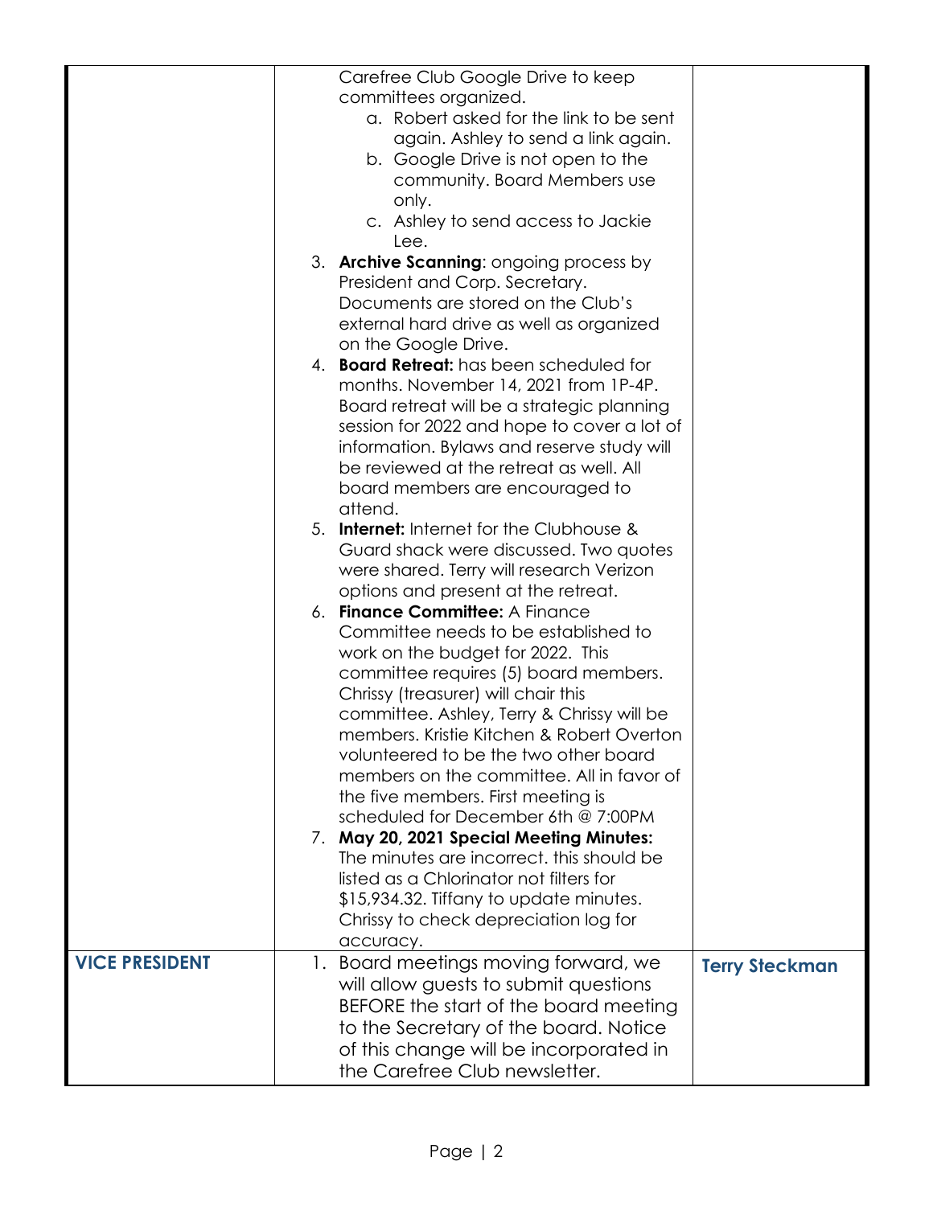| | | |
|---|---|---|
| | Carefree Club Google Drive to keep committees organized.<br>a. Robert asked for the link to be sent again. Ashley to send a link again.<br>b. Google Drive is not open to the community. Board Members use only.<br>c. Ashley to send access to Jackie Lee.<br>3. **Archive Scanning**: ongoing process by President and Corp. Secretary. Documents are stored on the Club's external hard drive as well as organized on the Google Drive.<br>4. **Board Retreat:** has been scheduled for months. November 14, 2021 from 1P-4P. Board retreat will be a strategic planning session for 2022 and hope to cover a lot of information. Bylaws and reserve study will be reviewed at the retreat as well. All board members are encouraged to attend.<br>5. **Internet:** Internet for the Clubhouse & Guard shack were discussed. Two quotes were shared. Terry will research Verizon options and present at the retreat.<br>6. **Finance Committee:** A Finance Committee needs to be established to work on the budget for 2022. This committee requires (5) board members. Chrissy (treasurer) will chair this committee. Ashley, Terry & Chrissy will be members. Kristie Kitchen & Robert Overton volunteered to be the two other board members on the committee. All in favor of the five members. First meeting is scheduled for December 6th @ 7:00PM<br>7. **May 20, 2021 Special Meeting Minutes:** The minutes are incorrect. this should be listed as a Chlorinator not filters for $15,934.32. Tiffany to update minutes. Chrissy to check depreciation log for accuracy. | |
| **VICE PRESIDENT** | 1. Board meetings moving forward, we will allow guests to submit questions BEFORE the start of the board meeting to the Secretary of the board. Notice of this change will be incorporated in the Carefree Club newsletter. | **Terry Steckman** |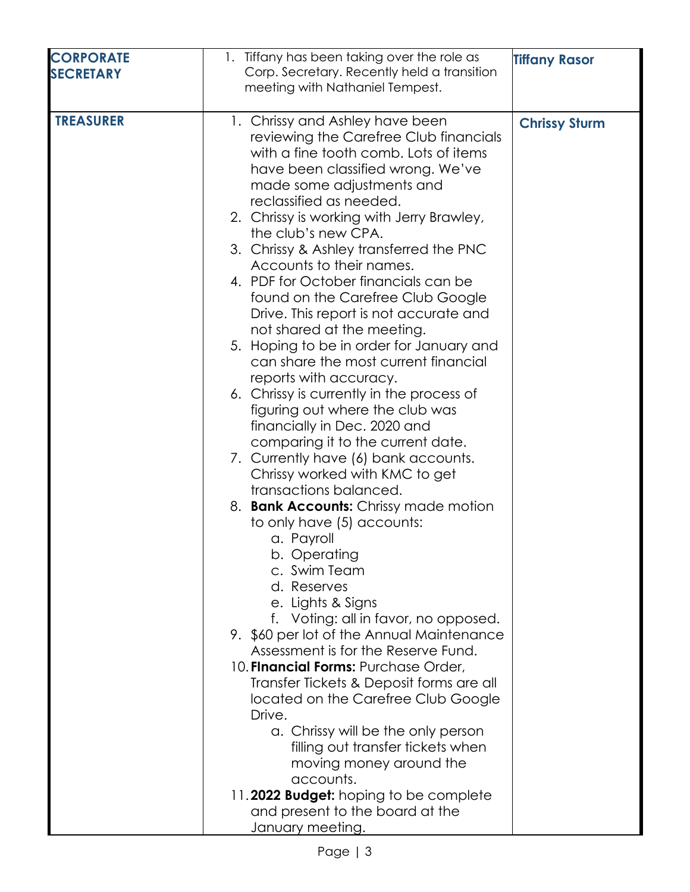| | | |
|---|---|---|
| **CORPORATE SECRETARY** | 1. Tiffany has been taking over the role as Corp. Secretary. Recently held a transition meeting with Nathaniel Tempest. | **Tiffany Rasor** |
| **TREASURER** | 1. Chrissy and Ashley have been reviewing the Carefree Club financials with a fine tooth comb. Lots of items have been classified wrong. We've made some adjustments and reclassified as needed.<br>2. Chrissy is working with Jerry Brawley, the club's new CPA.<br>3. Chrissy & Ashley transferred the PNC Accounts to their names.<br>4. PDF for October financials can be found on the Carefree Club Google Drive. This report is not accurate and not shared at the meeting.<br>5. Hoping to be in order for January and can share the most current financial reports with accuracy.<br>6. Chrissy is currently in the process of figuring out where the club was financially in Dec. 2020 and comparing it to the current date.<br>7. Currently have (6) bank accounts. Chrissy worked with KMC to get transactions balanced.<br>8. **Bank Accounts:** Chrissy made motion to only have (5) accounts:<br>&nbsp;&nbsp;&nbsp;&nbsp;a. Payroll<br>&nbsp;&nbsp;&nbsp;&nbsp;b. Operating<br>&nbsp;&nbsp;&nbsp;&nbsp;c. Swim Team<br>&nbsp;&nbsp;&nbsp;&nbsp;d. Reserves<br>&nbsp;&nbsp;&nbsp;&nbsp;e. Lights & Signs<br>&nbsp;&nbsp;&nbsp;&nbsp;f. Voting: all in favor, no opposed.<br>9. $60 per lot of the Annual Maintenance Assessment is for the Reserve Fund.<br>10. **FInancial Forms:** Purchase Order, Transfer Tickets & Deposit forms are all located on the Carefree Club Google Drive.<br>&nbsp;&nbsp;&nbsp;&nbsp;a. Chrissy will be the only person filling out transfer tickets when moving money around the accounts.<br>11. **2022 Budget:** hoping to be complete and present to the board at the January meeting. | **Chrissy Sturm** |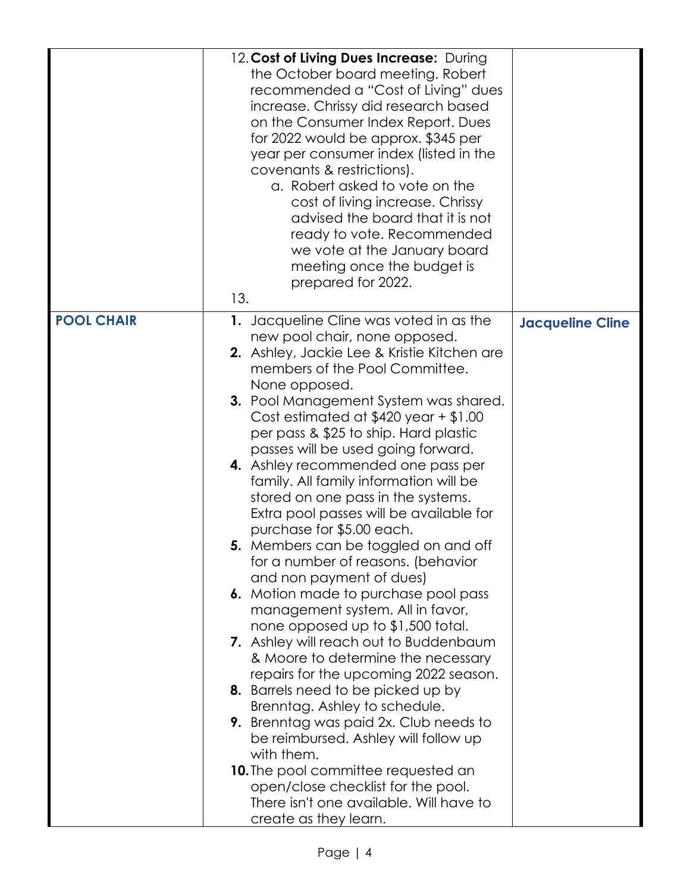| | | |
|---|---|---|
| | 12. **Cost of Living Dues Increase:** During the October board meeting. Robert recommended a "Cost of Living" dues increase. Chrissy did research based on the Consumer Index Report. Dues for 2022 would be approx. $345 per year per consumer index (listed in the covenants & restrictions).<br>a. Robert asked to vote on the cost of living increase. Chrissy advised the board that it is not ready to vote. Recommended we vote at the January board meeting once the budget is prepared for 2022.<br>13. | |
| **POOL CHAIR** | 1. Jacqueline Cline was voted in as the new pool chair, none opposed.<br>2. Ashley, Jackie Lee & Kristie Kitchen are members of the Pool Committee. None opposed.<br>3. Pool Management System was shared. Cost estimated at $420 year + $1.00 per pass & $25 to ship. Hard plastic passes will be used going forward.<br>4. Ashley recommended one pass per family. All family information will be stored on one pass in the systems. Extra pool passes will be available for purchase for $5.00 each.<br>5. Members can be toggled on and off for a number of reasons. (behavior and non payment of dues)<br>6. Motion made to purchase pool pass management system. All in favor, none opposed up to $1,500 total.<br>7. Ashley will reach out to Buddenbaum & Moore to determine the necessary repairs for the upcoming 2022 season.<br>8. Barrels need to be picked up by Brenntag. Ashley to schedule.<br>9. Brenntag was paid 2x. Club needs to be reimbursed. Ashley will follow up with them.<br>10. The pool committee requested an open/close checklist for the pool. There isn't one available. Will have to create as they learn. | **Jacqueline Cline** |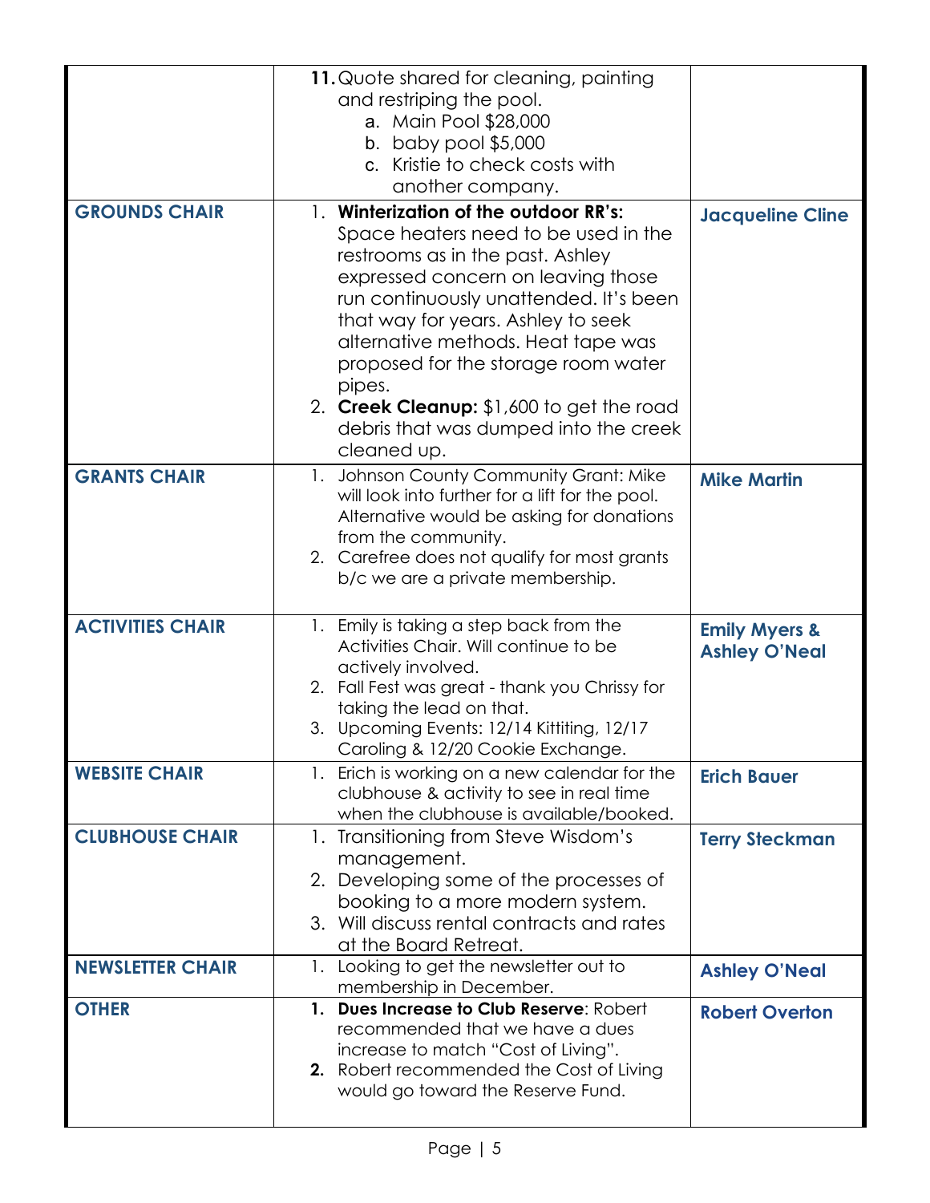| | | |
|---|---|---|
| | **11.** Quote shared for cleaning, painting and restriping the pool.<br>a. Main Pool $28,000<br>b. baby pool $5,000<br>c. Kristie to check costs with another company. | |
| **GROUNDS CHAIR** | 1. **Winterization of the outdoor RR's:** Space heaters need to be used in the restrooms as in the past. Ashley expressed concern on leaving those run continuously unattended. It's been that way for years. Ashley to seek alternative methods. Heat tape was proposed for the storage room water pipes.<br>2. **Creek Cleanup:** $1,600 to get the road debris that was dumped into the creek cleaned up. | **Jacqueline Cline** |
| **GRANTS CHAIR** | 1. Johnson County Community Grant: Mike will look into further for a lift for the pool. Alternative would be asking for donations from the community.<br>2. Carefree does not qualify for most grants b/c we are a private membership. | **Mike Martin** |
| **ACTIVITIES CHAIR** | 1. Emily is taking a step back from the Activities Chair. Will continue to be actively involved.<br>2. Fall Fest was great - thank you Chrissy for taking the lead on that.<br>3. Upcoming Events: 12/14 Kittiting, 12/17 Caroling & 12/20 Cookie Exchange. | **Emily Myers & Ashley O'Neal** |
| **WEBSITE CHAIR** | 1. Erich is working on a new calendar for the clubhouse & activity to see in real time when the clubhouse is available/booked. | **Erich Bauer** |
| **CLUBHOUSE CHAIR** | 1. Transitioning from Steve Wisdom's management.<br>2. Developing some of the processes of booking to a more modern system.<br>3. Will discuss rental contracts and rates at the Board Retreat. | **Terry Steckman** |
| **NEWSLETTER CHAIR** | 1. Looking to get the newsletter out to membership in December. | **Ashley O'Neal** |
| **OTHER** | **1. Dues Increase to Club Reserve**: Robert recommended that we have a dues increase to match "Cost of Living".<br>**2.** Robert recommended the Cost of Living would go toward the Reserve Fund. | **Robert Overton** |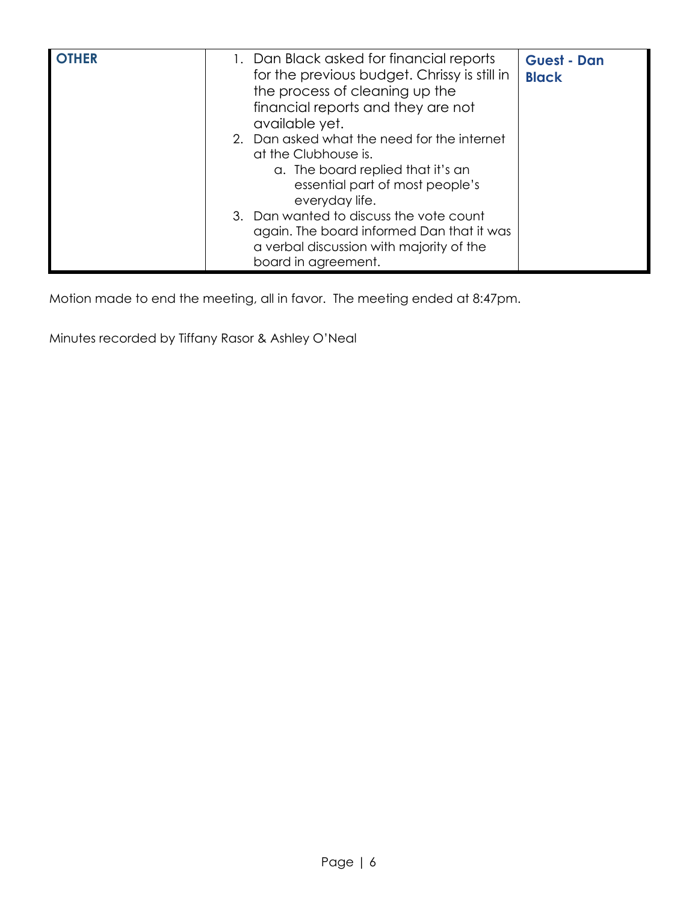| | | |
|---|---|---|
| **OTHER** | 1. Dan Black asked for financial reports for the previous budget. Chrissy is still in the process of cleaning up the financial reports and they are not available yet.<br>2. Dan asked what the need for the internet at the Clubhouse is.<br>&nbsp;&nbsp;&nbsp;&nbsp;a. The board replied that it's an essential part of most people's everyday life.<br>3. Dan wanted to discuss the vote count again. The board informed Dan that it was a verbal discussion with majority of the board in agreement. | **Guest - Dan Black** |

Motion made to end the meeting, all in favor. The meeting ended at 8:47pm.

Minutes recorded by Tiffany Rasor & Ashley O'Neal